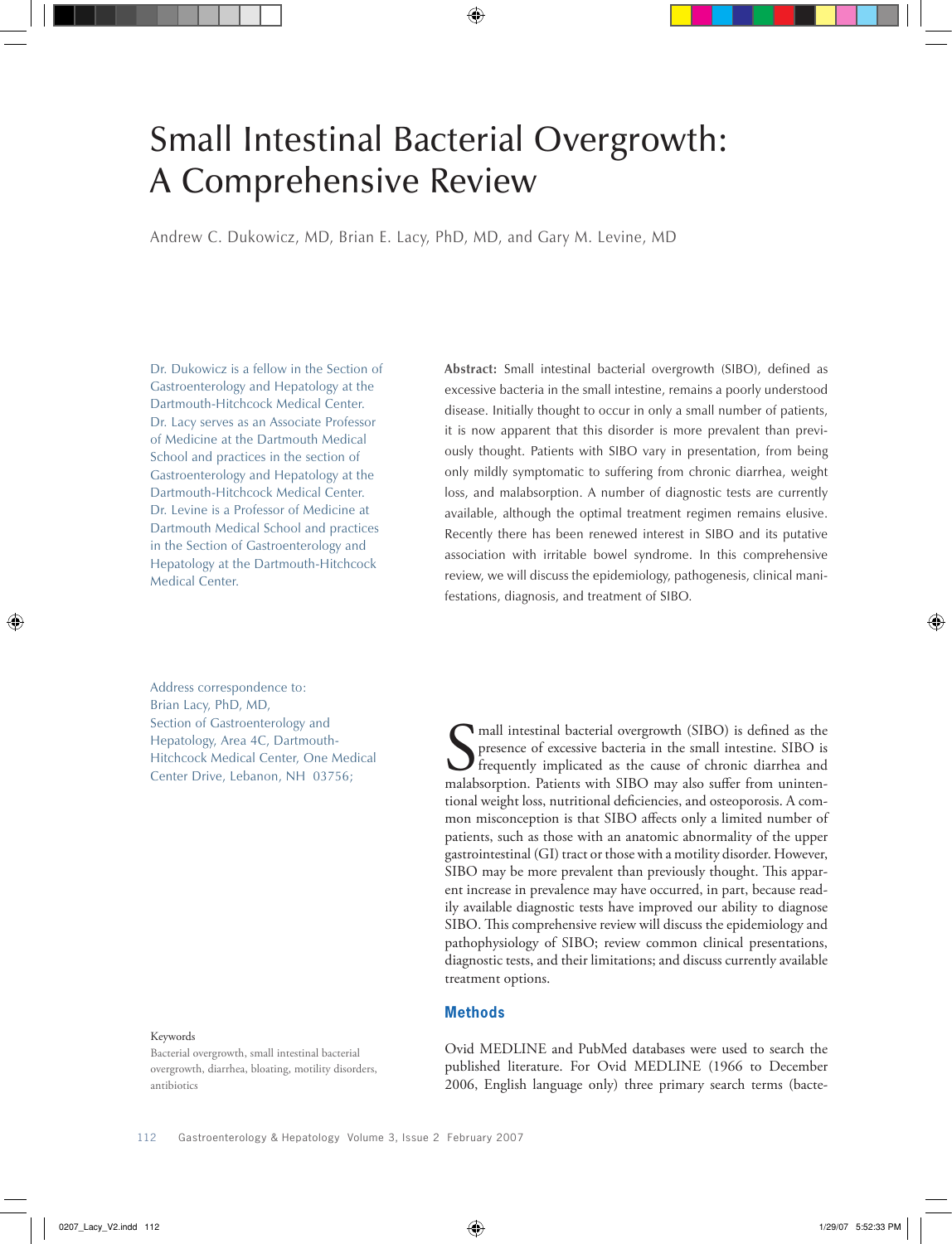# Small Intestinal Bacterial Overgrowth: A Comprehensive Review

Andrew C. Dukowicz, MD, Brian E. Lacy, PhD, MD, and Gary M. Levine, MD

Dr. Dukowicz is a fellow in the Section of Gastroenterology and Hepatology at the Dartmouth-Hitchcock Medical Center. Dr. Lacy serves as an Associate Professor of Medicine at the Dartmouth Medical School and practices in the section of Gastroenterology and Hepatology at the Dartmouth-Hitchcock Medical Center. Dr. Levine is a Professor of Medicine at Dartmouth Medical School and practices in the Section of Gastroenterology and Hepatology at the Dartmouth-Hitchcock Medical Center.

Address correspondence to:
Brian Lacy, PhD, MD,
Section of Gastroenterology and Hepatology, Area 4C, Dartmouth-Hitchcock Medical Center, One Medical Center Drive, Lebanon, NH 03756;

**Abstract:** Small intestinal bacterial overgrowth (SIBO), defined as excessive bacteria in the small intestine, remains a poorly understood disease. Initially thought to occur in only a small number of patients, it is now apparent that this disorder is more prevalent than previously thought. Patients with SIBO vary in presentation, from being only mildly symptomatic to suffering from chronic diarrhea, weight loss, and malabsorption. A number of diagnostic tests are currently available, although the optimal treatment regimen remains elusive. Recently there has been renewed interest in SIBO and its putative association with irritable bowel syndrome. In this comprehensive review, we will discuss the epidemiology, pathogenesis, clinical manifestations, diagnosis, and treatment of SIBO.

Keywords
Bacterial overgrowth, small intestinal bacterial overgrowth, diarrhea, bloating, motility disorders, antibiotics

Small intestinal bacterial overgrowth (SIBO) is defined as the presence of excessive bacteria in the small intestine. SIBO is frequently implicated as the cause of chronic diarrhea and malabsorption. Patients with SIBO may also suffer from unintentional weight loss, nutritional deficiencies, and osteoporosis. A common misconception is that SIBO affects only a limited number of patients, such as those with an anatomic abnormality of the upper gastrointestinal (GI) tract or those with a motility disorder. However, SIBO may be more prevalent than previously thought. This apparent increase in prevalence may have occurred, in part, because readily available diagnostic tests have improved our ability to diagnose SIBO. This comprehensive review will discuss the epidemiology and pathophysiology of SIBO; review common clinical presentations, diagnostic tests, and their limitations; and discuss currently available treatment options.

## Methods

Ovid MEDLINE and PubMed databases were used to search the published literature. For Ovid MEDLINE (1966 to December 2006, English language only) three primary search terms (bacte-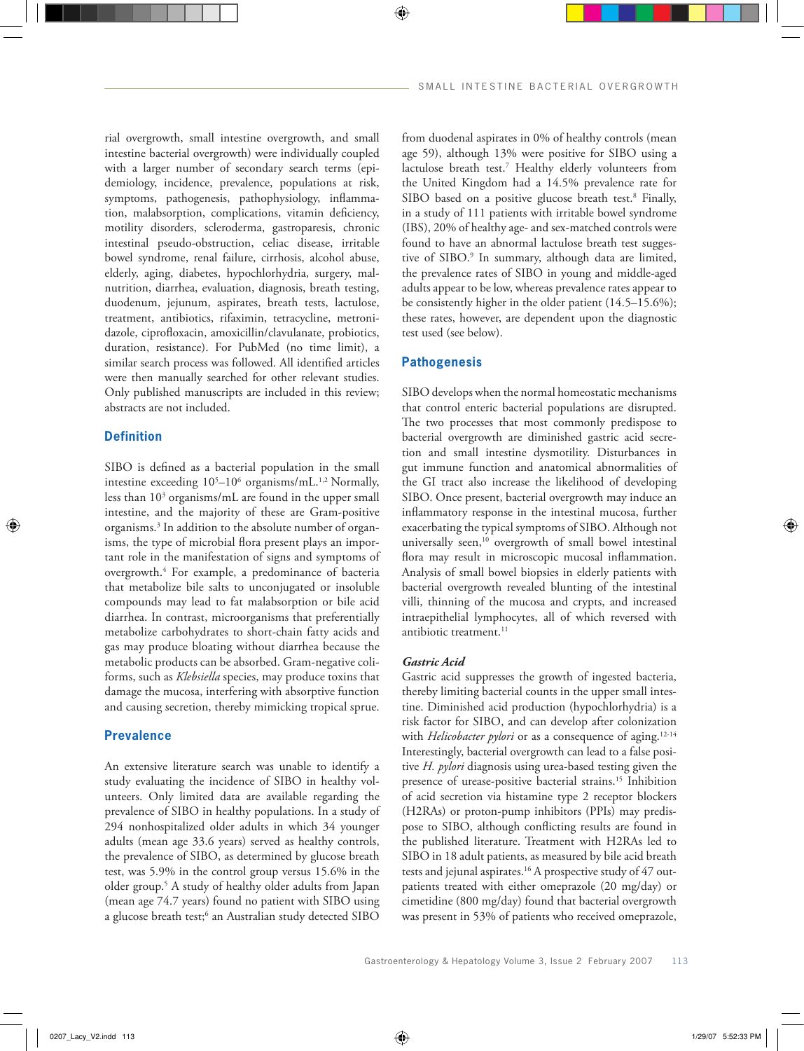rial overgrowth, small intestine overgrowth, and small intestine bacterial overgrowth) were individually coupled with a larger number of secondary search terms (epidemiology, incidence, prevalence, populations at risk, symptoms, pathogenesis, pathophysiology, inflammation, malabsorption, complications, vitamin deficiency, motility disorders, scleroderma, gastroparesis, chronic intestinal pseudo-obstruction, celiac disease, irritable bowel syndrome, renal failure, cirrhosis, alcohol abuse, elderly, aging, diabetes, hypochlorhydria, surgery, malnutrition, diarrhea, evaluation, diagnosis, breath testing, duodenum, jejunum, aspirates, breath tests, lactulose, treatment, antibiotics, rifaximin, tetracycline, metronidazole, ciprofloxacin, amoxicillin/clavulanate, probiotics, duration, resistance). For PubMed (no time limit), a similar search process was followed. All identified articles were then manually searched for other relevant studies. Only published manuscripts are included in this review; abstracts are not included.

## Definition

SIBO is defined as a bacterial population in the small intestine exceeding $10^5$–$10^6$ organisms/mL.[1,2] Normally, less than $10^3$ organisms/mL are found in the upper small intestine, and the majority of these are Gram-positive organisms.[3] In addition to the absolute number of organisms, the type of microbial flora present plays an important role in the manifestation of signs and symptoms of overgrowth.[4] For example, a predominance of bacteria that metabolize bile salts to unconjugated or insoluble compounds may lead to fat malabsorption or bile acid diarrhea. In contrast, microorganisms that preferentially metabolize carbohydrates to short-chain fatty acids and gas may produce bloating without diarrhea because the metabolic products can be absorbed. Gram-negative coliforms, such as *Klebsiella* species, may produce toxins that damage the mucosa, interfering with absorptive function and causing secretion, thereby mimicking tropical sprue.

## Prevalence

An extensive literature search was unable to identify a study evaluating the incidence of SIBO in healthy volunteers. Only limited data are available regarding the prevalence of SIBO in healthy populations. In a study of 294 nonhospitalized older adults in which 34 younger adults (mean age 33.6 years) served as healthy controls, the prevalence of SIBO, as determined by glucose breath test, was 5.9% in the control group versus 15.6% in the older group.[5] A study of healthy older adults from Japan (mean age 74.7 years) found no patient with SIBO using a glucose breath test;[6] an Australian study detected SIBO from duodenal aspirates in 0% of healthy controls (mean age 59), although 13% were positive for SIBO using a lactulose breath test.[7] Healthy elderly volunteers from the United Kingdom had a 14.5% prevalence rate for SIBO based on a positive glucose breath test.[8] Finally, in a study of 111 patients with irritable bowel syndrome (IBS), 20% of healthy age- and sex-matched controls were found to have an abnormal lactulose breath test suggestive of SIBO.[9] In summary, although data are limited, the prevalence rates of SIBO in young and middle-aged adults appear to be low, whereas prevalence rates appear to be consistently higher in the older patient (14.5–15.6%); these rates, however, are dependent upon the diagnostic test used (see below).

## Pathogenesis

SIBO develops when the normal homeostatic mechanisms that control enteric bacterial populations are disrupted. The two processes that most commonly predispose to bacterial overgrowth are diminished gastric acid secretion and small intestine dysmotility. Disturbances in gut immune function and anatomical abnormalities of the GI tract also increase the likelihood of developing SIBO. Once present, bacterial overgrowth may induce an inflammatory response in the intestinal mucosa, further exacerbating the typical symptoms of SIBO. Although not universally seen,[10] overgrowth of small bowel intestinal flora may result in microscopic mucosal inflammation. Analysis of small bowel biopsies in elderly patients with bacterial overgrowth revealed blunting of the intestinal villi, thinning of the mucosa and crypts, and increased intraepithelial lymphocytes, all of which reversed with antibiotic treatment.[11]

### *Gastric Acid*

Gastric acid suppresses the growth of ingested bacteria, thereby limiting bacterial counts in the upper small intestine. Diminished acid production (hypochlorhydria) is a risk factor for SIBO, and can develop after colonization with *Helicobacter pylori* or as a consequence of aging.[12-14] Interestingly, bacterial overgrowth can lead to a false positive *H. pylori* diagnosis using urea-based testing given the presence of urease-positive bacterial strains.[15] Inhibition of acid secretion via histamine type 2 receptor blockers (H2RAs) or proton-pump inhibitors (PPIs) may predispose to SIBO, although conflicting results are found in the published literature. Treatment with H2RAs led to SIBO in 18 adult patients, as measured by bile acid breath tests and jejunal aspirates.[16] A prospective study of 47 outpatients treated with either omeprazole (20 mg/day) or cimetidine (800 mg/day) found that bacterial overgrowth was present in 53% of patients who received omeprazole,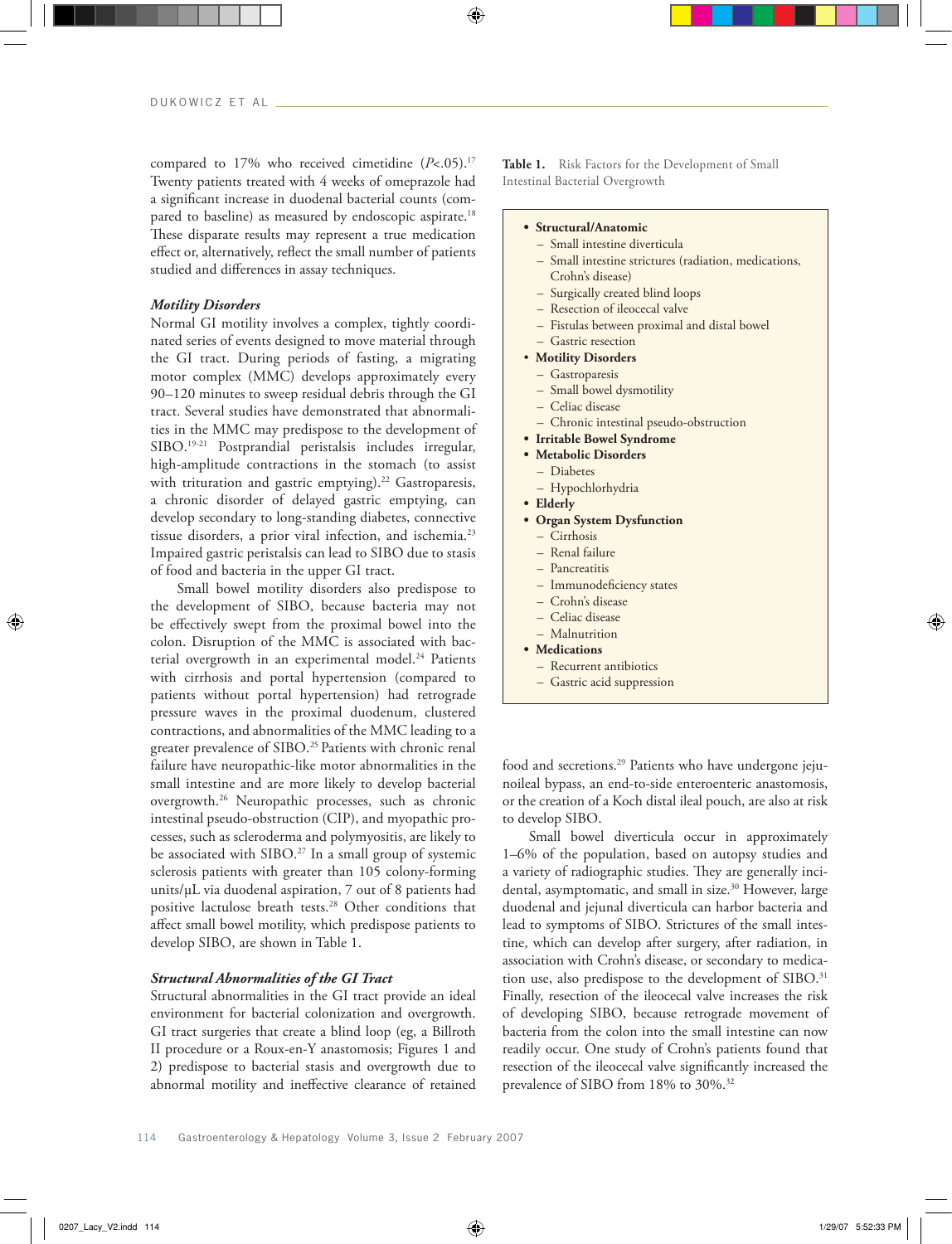compared to 17% who received cimetidine ($P<.05$).[17] Twenty patients treated with 4 weeks of omeprazole had a significant increase in duodenal bacterial counts (compared to baseline) as measured by endoscopic aspirate.[18] These disparate results may represent a true medication effect or, alternatively, reflect the small number of patients studied and differences in assay techniques.

### *Motility Disorders*

Normal GI motility involves a complex, tightly coordinated series of events designed to move material through the GI tract. During periods of fasting, a migrating motor complex (MMC) develops approximately every 90–120 minutes to sweep residual debris through the GI tract. Several studies have demonstrated that abnormalities in the MMC may predispose to the development of SIBO.[19-21] Postprandial peristalsis includes irregular, high-amplitude contractions in the stomach (to assist with trituration and gastric emptying).[22] Gastroparesis, a chronic disorder of delayed gastric emptying, can develop secondary to long-standing diabetes, connective tissue disorders, a prior viral infection, and ischemia.[23] Impaired gastric peristalsis can lead to SIBO due to stasis of food and bacteria in the upper GI tract.

Small bowel motility disorders also predispose to the development of SIBO, because bacteria may not be effectively swept from the proximal bowel into the colon. Disruption of the MMC is associated with bacterial overgrowth in an experimental model.[24] Patients with cirrhosis and portal hypertension (compared to patients without portal hypertension) had retrograde pressure waves in the proximal duodenum, clustered contractions, and abnormalities of the MMC leading to a greater prevalence of SIBO.[25] Patients with chronic renal failure have neuropathic-like motor abnormalities in the small intestine and are more likely to develop bacterial overgrowth.[26] Neuropathic processes, such as chronic intestinal pseudo-obstruction (CIP), and myopathic processes, such as scleroderma and polymyositis, are likely to be associated with SIBO.[27] In a small group of systemic sclerosis patients with greater than 105 colony-forming units/μL via duodenal aspiration, 7 out of 8 patients had positive lactulose breath tests.[28] Other conditions that affect small bowel motility, which predispose patients to develop SIBO, are shown in Table 1.

**Table 1.** Risk Factors for the Development of Small Intestinal Bacterial Overgrowth

- **Structural/Anatomic**
  - Small intestine diverticula
  - Small intestine strictures (radiation, medications, Crohn's disease)
  - Surgically created blind loops
  - Resection of ileocecal valve
  - Fistulas between proximal and distal bowel
  - Gastric resection
- **Motility Disorders**
  - Gastroparesis
  - Small bowel dysmotility
  - Celiac disease
  - Chronic intestinal pseudo-obstruction
- **Irritable Bowel Syndrome**
- **Metabolic Disorders**
  - Diabetes
  - Hypochlorhydria
- **Elderly**
- **Organ System Dysfunction**
  - Cirrhosis
  - Renal failure
  - Pancreatitis
  - Immunodeficiency states
  - Crohn's disease
  - Celiac disease
  - Malnutrition
- **Medications**
  - Recurrent antibiotics
  - Gastric acid suppression

### *Structural Abnormalities of the GI Tract*

Structural abnormalities in the GI tract provide an ideal environment for bacterial colonization and overgrowth. GI tract surgeries that create a blind loop (eg, a Billroth II procedure or a Roux-en-Y anastomosis; Figures 1 and 2) predispose to bacterial stasis and overgrowth due to abnormal motility and ineffective clearance of retained food and secretions.[29] Patients who have undergone jejunoileal bypass, an end-to-side enteroenteric anastomosis, or the creation of a Koch distal ileal pouch, are also at risk to develop SIBO.

Small bowel diverticula occur in approximately 1–6% of the population, based on autopsy studies and a variety of radiographic studies. They are generally incidental, asymptomatic, and small in size.[30] However, large duodenal and jejunal diverticula can harbor bacteria and lead to symptoms of SIBO. Strictures of the small intestine, which can develop after surgery, after radiation, in association with Crohn's disease, or secondary to medication use, also predispose to the development of SIBO.[31] Finally, resection of the ileocecal valve increases the risk of developing SIBO, because retrograde movement of bacteria from the colon into the small intestine can now readily occur. One study of Crohn's patients found that resection of the ileocecal valve significantly increased the prevalence of SIBO from 18% to 30%.[32]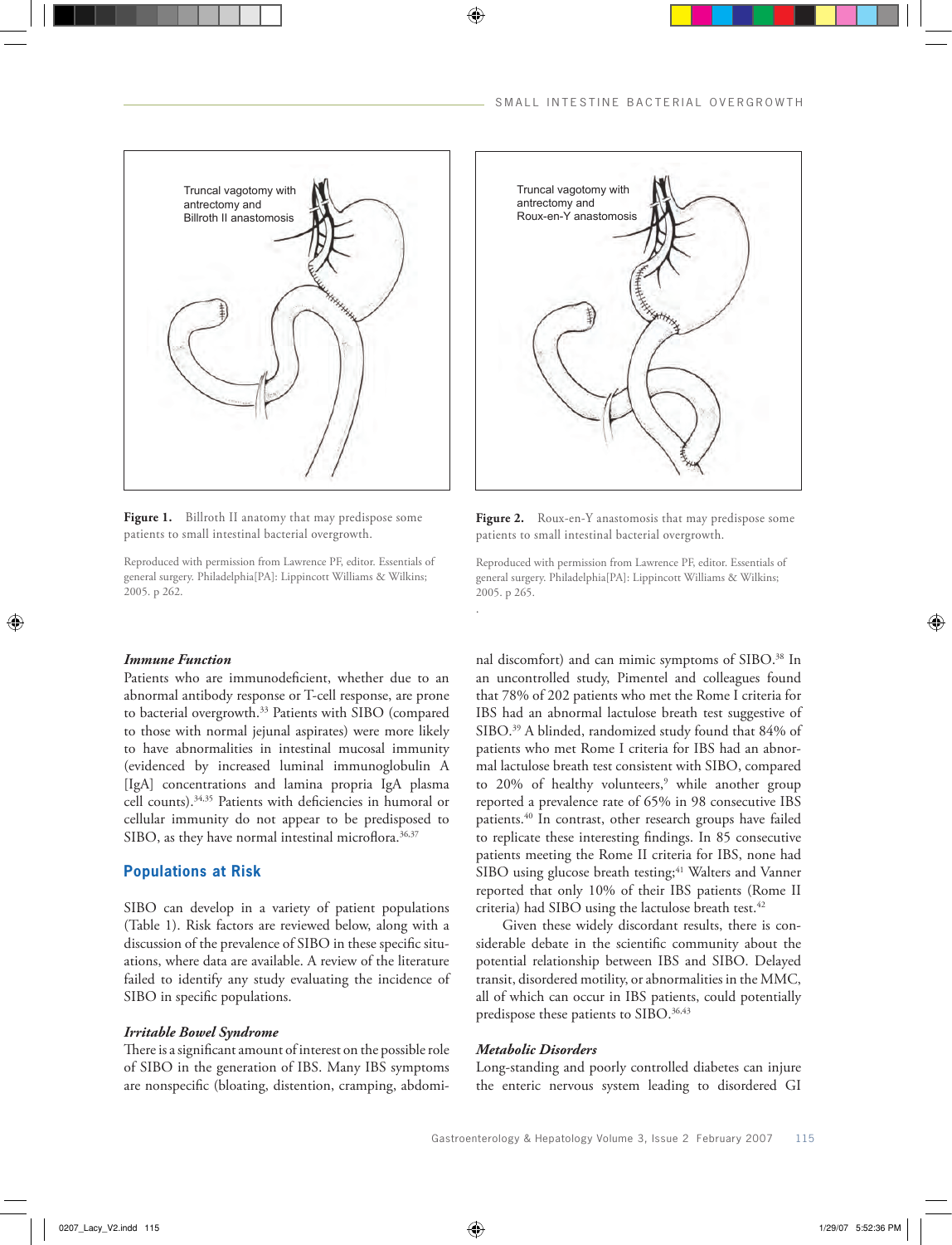Figure 1. Billroth II anatomy that may predispose some patients to small intestinal bacterial overgrowth.

Reproduced with permission from Lawrence PF, editor. Essentials of general surgery. Philadelphia[PA]: Lippincott Williams & Wilkins; 2005. p 262.

Figure 2. Roux-en-Y anastomosis that may predispose some patients to small intestinal bacterial overgrowth.

Reproduced with permission from Lawrence PF, editor. Essentials of general surgery. Philadelphia[PA]: Lippincott Williams & Wilkins; 2005. p 265.

### *Immune Function*

Patients who are immunodeficient, whether due to an abnormal antibody response or T-cell response, are prone to bacterial overgrowth.[33] Patients with SIBO (compared to those with normal jejunal aspirates) were more likely to have abnormalities in intestinal mucosal immunity (evidenced by increased luminal immunoglobulin A [IgA] concentrations and lamina propria IgA plasma cell counts).[34,35] Patients with deficiencies in humoral or cellular immunity do not appear to be predisposed to SIBO, as they have normal intestinal microflora.[36,37]

## Populations at Risk

SIBO can develop in a variety of patient populations (Table 1). Risk factors are reviewed below, along with a discussion of the prevalence of SIBO in these specific situations, where data are available. A review of the literature failed to identify any study evaluating the incidence of SIBO in specific populations.

### *Irritable Bowel Syndrome*

There is a significant amount of interest on the possible role of SIBO in the generation of IBS. Many IBS symptoms are nonspecific (bloating, distention, cramping, abdominal discomfort) and can mimic symptoms of SIBO.[38] In an uncontrolled study, Pimentel and colleagues found that 78% of 202 patients who met the Rome I criteria for IBS had an abnormal lactulose breath test suggestive of SIBO.[39] A blinded, randomized study found that 84% of patients who met Rome I criteria for IBS had an abnormal lactulose breath test consistent with SIBO, compared to 20% of healthy volunteers,[9] while another group reported a prevalence rate of 65% in 98 consecutive IBS patients.[40] In contrast, other research groups have failed to replicate these interesting findings. In 85 consecutive patients meeting the Rome II criteria for IBS, none had SIBO using glucose breath testing;[41] Walters and Vanner reported that only 10% of their IBS patients (Rome II criteria) had SIBO using the lactulose breath test.[42]

Given these widely discordant results, there is considerable debate in the scientific community about the potential relationship between IBS and SIBO. Delayed transit, disordered motility, or abnormalities in the MMC, all of which can occur in IBS patients, could potentially predispose these patients to SIBO.[36,43]

### *Metabolic Disorders*

Long-standing and poorly controlled diabetes can injure the enteric nervous system leading to disordered GI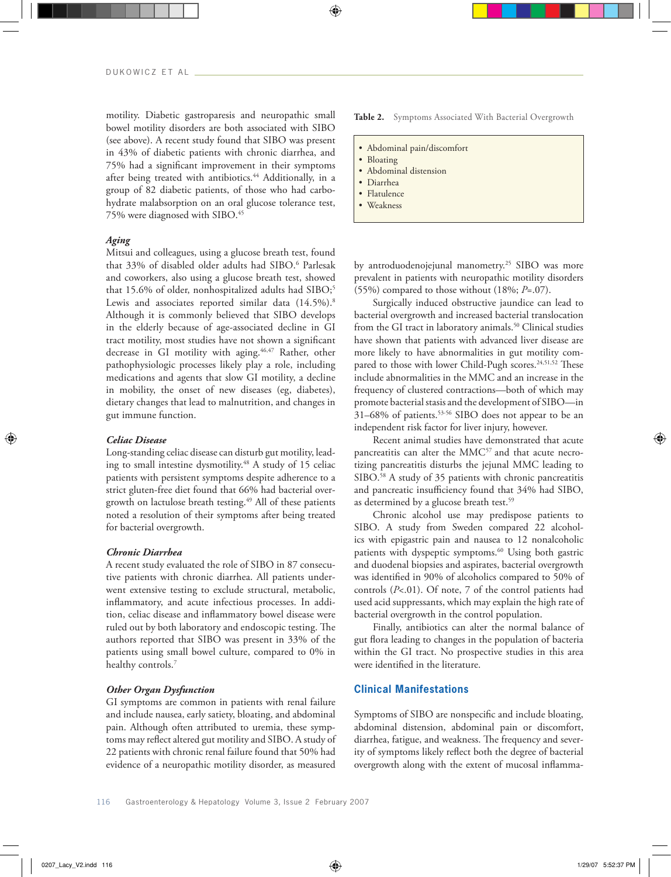motility. Diabetic gastroparesis and neuropathic small bowel motility disorders are both associated with SIBO (see above). A recent study found that SIBO was present in 43% of diabetic patients with chronic diarrhea, and 75% had a significant improvement in their symptoms after being treated with antibiotics.[44] Additionally, in a group of 82 diabetic patients, of those who had carbohydrate malabsorption on an oral glucose tolerance test, 75% were diagnosed with SIBO.[45]

### *Aging*

Mitsui and colleagues, using a glucose breath test, found that 33% of disabled older adults had SIBO.[6] Parlesak and coworkers, also using a glucose breath test, showed that 15.6% of older, nonhospitalized adults had SIBO;[5] Lewis and associates reported similar data (14.5%).[8] Although it is commonly believed that SIBO develops in the elderly because of age-associated decline in GI tract motility, most studies have not shown a significant decrease in GI motility with aging.[46,47] Rather, other pathophysiologic processes likely play a role, including medications and agents that slow GI motility, a decline in mobility, the onset of new diseases (eg, diabetes), dietary changes that lead to malnutrition, and changes in gut immune function.

### *Celiac Disease*

Long-standing celiac disease can disturb gut motility, leading to small intestine dysmotility.[48] A study of 15 celiac patients with persistent symptoms despite adherence to a strict gluten-free diet found that 66% had bacterial overgrowth on lactulose breath testing.[49] All of these patients noted a resolution of their symptoms after being treated for bacterial overgrowth.

### *Chronic Diarrhea*

A recent study evaluated the role of SIBO in 87 consecutive patients with chronic diarrhea. All patients underwent extensive testing to exclude structural, metabolic, inflammatory, and acute infectious processes. In addition, celiac disease and inflammatory bowel disease were ruled out by both laboratory and endoscopic testing. The authors reported that SIBO was present in 33% of the patients using small bowel culture, compared to 0% in healthy controls.[7]

### *Other Organ Dysfunction*

GI symptoms are common in patients with renal failure and include nausea, early satiety, bloating, and abdominal pain. Although often attributed to uremia, these symptoms may reflect altered gut motility and SIBO. A study of 22 patients with chronic renal failure found that 50% had evidence of a neuropathic motility disorder, as measured by antroduodenojejunal manometry.[25] SIBO was more prevalent in patients with neuropathic motility disorders (55%) compared to those without (18%; $P$=.07).

Surgically induced obstructive jaundice can lead to bacterial overgrowth and increased bacterial translocation from the GI tract in laboratory animals.[50] Clinical studies have shown that patients with advanced liver disease are more likely to have abnormalities in gut motility compared to those with lower Child-Pugh scores.[24,51,52] These include abnormalities in the MMC and an increase in the frequency of clustered contractions—both of which may promote bacterial stasis and the development of SIBO—in 31–68% of patients.[53-56] SIBO does not appear to be an independent risk factor for liver injury, however.

Recent animal studies have demonstrated that acute pancreatitis can alter the MMC[57] and that acute necrotizing pancreatitis disturbs the jejunal MMC leading to SIBO.[58] A study of 35 patients with chronic pancreatitis and pancreatic insufficiency found that 34% had SIBO, as determined by a glucose breath test.[59]

Chronic alcohol use may predispose patients to SIBO. A study from Sweden compared 22 alcoholics with epigastric pain and nausea to 12 nonalcoholic patients with dyspeptic symptoms.[60] Using both gastric and duodenal biopsies and aspirates, bacterial overgrowth was identified in 90% of alcoholics compared to 50% of controls ($P$<.01). Of note, 7 of the control patients had used acid suppressants, which may explain the high rate of bacterial overgrowth in the control population.

Finally, antibiotics can alter the normal balance of gut flora leading to changes in the population of bacteria within the GI tract. No prospective studies in this area were identified in the literature.

**Table 2.** Symptoms Associated With Bacterial Overgrowth

- Abdominal pain/discomfort
- Bloating
- Abdominal distension
- Diarrhea
- Flatulence
- Weakness

## Clinical Manifestations

Symptoms of SIBO are nonspecific and include bloating, abdominal distension, abdominal pain or discomfort, diarrhea, fatigue, and weakness. The frequency and severity of symptoms likely reflect both the degree of bacterial overgrowth along with the extent of mucosal inflamma-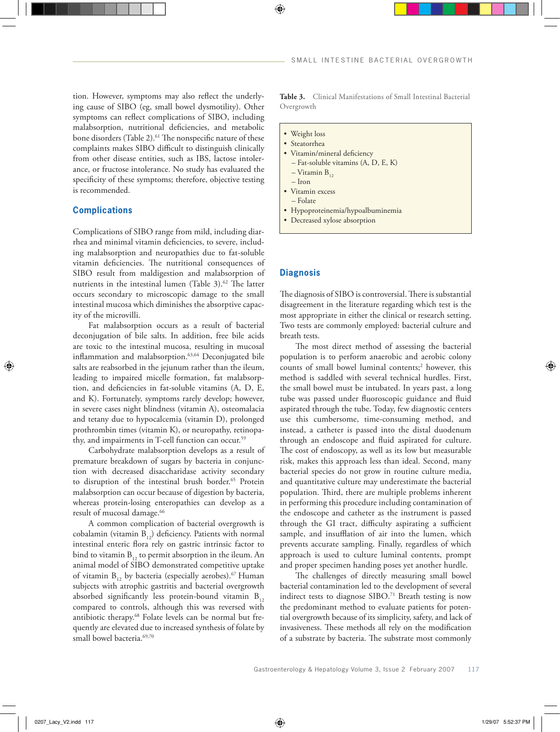tion. However, symptoms may also reflect the underlying cause of SIBO (eg, small bowel dysmotility). Other symptoms can reflect complications of SIBO, including malabsorption, nutritional deficiencies, and metabolic bone disorders (Table 2).[61] The nonspecific nature of these complaints makes SIBO difficult to distinguish clinically from other disease entities, such as IBS, lactose intolerance, or fructose intolerance. No study has evaluated the specificity of these symptoms; therefore, objective testing is recommended.

## Complications

Complications of SIBO range from mild, including diarrhea and minimal vitamin deficiencies, to severe, including malabsorption and neuropathies due to fat-soluble vitamin deficiencies. The nutritional consequences of SIBO result from maldigestion and malabsorption of nutrients in the intestinal lumen (Table 3).[62] The latter occurs secondary to microscopic damage to the small intestinal mucosa which diminishes the absorptive capacity of the microvilli.

Fat malabsorption occurs as a result of bacterial deconjugation of bile salts. In addition, free bile acids are toxic to the intestinal mucosa, resulting in mucosal inflammation and malabsorption.[63,64] Deconjugated bile salts are reabsorbed in the jejunum rather than the ileum, leading to impaired micelle formation, fat malabsorption, and deficiencies in fat-soluble vitamins (A, D, E, and K). Fortunately, symptoms rarely develop; however, in severe cases night blindness (vitamin A), osteomalacia and tetany due to hypocalcemia (vitamin D), prolonged prothrombin times (vitamin K), or neuropathy, retinopathy, and impairments in T-cell function can occur.[59]

Carbohydrate malabsorption develops as a result of premature breakdown of sugars by bacteria in conjunction with decreased disaccharidase activity secondary to disruption of the intestinal brush border.[65] Protein malabsorption can occur because of digestion by bacteria, whereas protein-losing enteropathies can develop as a result of mucosal damage.[66]

A common complication of bacterial overgrowth is cobalamin (vitamin $B_{12}$) deficiency. Patients with normal intestinal enteric flora rely on gastric intrinsic factor to bind to vitamin $B_{12}$ to permit absorption in the ileum. An animal model of SIBO demonstrated competitive uptake of vitamin $B_{12}$ by bacteria (especially aerobes).[67] Human subjects with atrophic gastritis and bacterial overgrowth absorbed significantly less protein-bound vitamin $B_{12}$ compared to controls, although this was reversed with antibiotic therapy.[68] Folate levels can be normal but frequently are elevated due to increased synthesis of folate by small bowel bacteria.[69,70]

**Table 3.** Clinical Manifestations of Small Intestinal Bacterial Overgrowth

- Weight loss
- Steatorrhea
- Vitamin/mineral deficiency
  - Fat-soluble vitamins (A, D, E, K)
  - Vitamin $B_{12}$
  - Iron
- Vitamin excess
  - Folate
- Hypoproteinemia/hypoalbuminemia
- Decreased xylose absorption

## Diagnosis

The diagnosis of SIBO is controversial. There is substantial disagreement in the literature regarding which test is the most appropriate in either the clinical or research setting. Two tests are commonly employed: bacterial culture and breath tests.

The most direct method of assessing the bacterial population is to perform anaerobic and aerobic colony counts of small bowel luminal contents;[2] however, this method is saddled with several technical hurdles. First, the small bowel must be intubated. In years past, a long tube was passed under fluoroscopic guidance and fluid aspirated through the tube. Today, few diagnostic centers use this cumbersome, time-consuming method, and instead, a catheter is passed into the distal duodenum through an endoscope and fluid aspirated for culture. The cost of endoscopy, as well as its low but measurable risk, makes this approach less than ideal. Second, many bacterial species do not grow in routine culture media, and quantitative culture may underestimate the bacterial population. Third, there are multiple problems inherent in performing this procedure including contamination of the endoscope and catheter as the instrument is passed through the GI tract, difficulty aspirating a sufficient sample, and insufflation of air into the lumen, which prevents accurate sampling. Finally, regardless of which approach is used to culture luminal contents, prompt and proper specimen handing poses yet another hurdle.

The challenges of directly measuring small bowel bacterial contamination led to the development of several indirect tests to diagnose SIBO.[71] Breath testing is now the predominant method to evaluate patients for potential overgrowth because of its simplicity, safety, and lack of invasiveness. These methods all rely on the modification of a substrate by bacteria. The substrate most commonly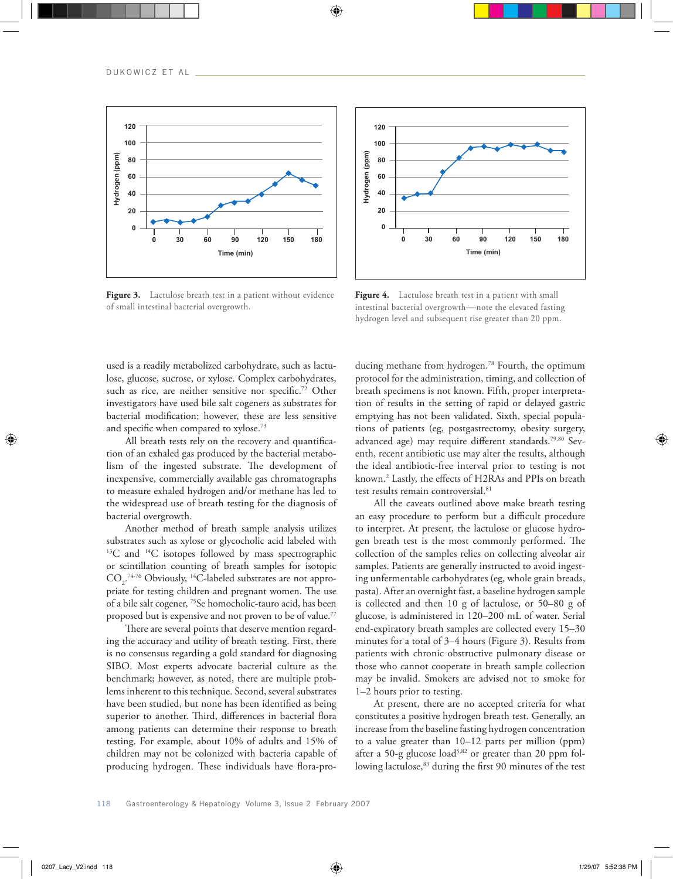Figure 3. Lactulose breath test in a patient without evidence of small intestinal bacterial overgrowth.

Figure 4. Lactulose breath test in a patient with small intestinal bacterial overgrowth—note the elevated fasting hydrogen level and subsequent rise greater than 20 ppm.

used is a readily metabolized carbohydrate, such as lactulose, glucose, sucrose, or xylose. Complex carbohydrates, such as rice, are neither sensitive nor specific.[72] Other investigators have used bile salt cogeners as substrates for bacterial modification; however, these are less sensitive and specific when compared to xylose.[73]

All breath tests rely on the recovery and quantification of an exhaled gas produced by the bacterial metabolism of the ingested substrate. The development of inexpensive, commercially available gas chromatographs to measure exhaled hydrogen and/or methane has led to the widespread use of breath testing for the diagnosis of bacterial overgrowth.

Another method of breath sample analysis utilizes substrates such as xylose or glycocholic acid labeled with $^{13}C$ and $^{14}C$ isotopes followed by mass spectrographic or scintillation counting of breath samples for isotopic $CO_2$.[74-76] Obviously, $^{14}C$-labeled substrates are not appropriate for testing children and pregnant women. The use of a bile salt cogener, $^{75}Se$ homocholic-tauro acid, has been proposed but is expensive and not proven to be of value.[77]

There are several points that deserve mention regarding the accuracy and utility of breath testing. First, there is no consensus regarding a gold standard for diagnosing SIBO. Most experts advocate bacterial culture as the benchmark; however, as noted, there are multiple problems inherent to this technique. Second, several substrates have been studied, but none has been identified as being superior to another. Third, differences in bacterial flora among patients can determine their response to breath testing. For example, about 10% of adults and 15% of children may not be colonized with bacteria capable of producing hydrogen. These individuals have flora-producing methane from hydrogen.[78] Fourth, the optimum protocol for the administration, timing, and collection of breath specimens is not known. Fifth, proper interpretation of results in the setting of rapid or delayed gastric emptying has not been validated. Sixth, special populations of patients (eg, postgastrectomy, obesity surgery, advanced age) may require different standards.[79,80] Seventh, recent antibiotic use may alter the results, although the ideal antibiotic-free interval prior to testing is not known.[2] Lastly, the effects of H2RAs and PPIs on breath test results remain controversial.[81]

All the caveats outlined above make breath testing an easy procedure to perform but a difficult procedure to interpret. At present, the lactulose or glucose hydrogen breath test is the most commonly performed. The collection of the samples relies on collecting alveolar air samples. Patients are generally instructed to avoid ingesting unfermentable carbohydrates (eg, whole grain breads, pasta). After an overnight fast, a baseline hydrogen sample is collected and then 10 g of lactulose, or 50–80 g of glucose, is administered in 120–200 mL of water. Serial end-expiratory breath samples are collected every 15–30 minutes for a total of 3–4 hours (Figure 3). Results from patients with chronic obstructive pulmonary disease or those who cannot cooperate in breath sample collection may be invalid. Smokers are advised not to smoke for 1–2 hours prior to testing.

At present, there are no accepted criteria for what constitutes a positive hydrogen breath test. Generally, an increase from the baseline fasting hydrogen concentration to a value greater than 10–12 parts per million (ppm) after a 50-g glucose load[5,82] or greater than 20 ppm following lactulose,[83] during the first 90 minutes of the test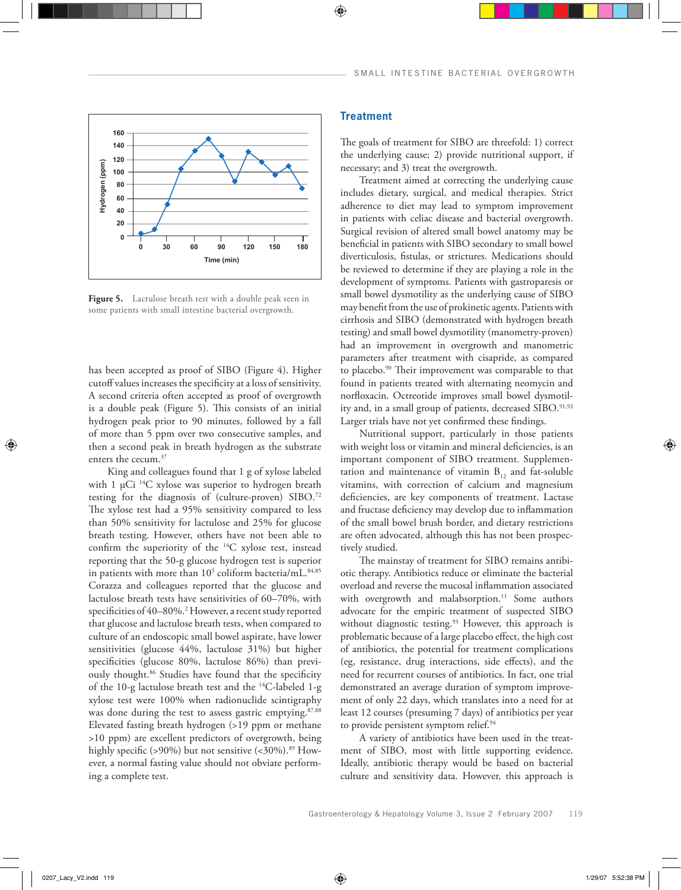Figure 5. Lactulose breath test with a double peak seen in some patients with small intestine bacterial overgrowth.

has been accepted as proof of SIBO (Figure 4). Higher cutoff values increases the specificity at a loss of sensitivity. A second criteria often accepted as proof of overgrowth is a double peak (Figure 5). This consists of an initial hydrogen peak prior to 90 minutes, followed by a fall of more than 5 ppm over two consecutive samples, and then a second peak in breath hydrogen as the substrate enters the cecum.[37]

King and colleagues found that 1 g of xylose labeled with 1 μCi $^{14}$C xylose was superior to hydrogen breath testing for the diagnosis of (culture-proven) SIBO.[72] The xylose test had a 95% sensitivity compared to less than 50% sensitivity for lactulose and 25% for glucose breath testing. However, others have not been able to confirm the superiority of the $^{14}$C xylose test, instead reporting that the 50-g glucose hydrogen test is superior in patients with more than $10^5$ coliform bacteria/mL.[84,85] Corazza and colleagues reported that the glucose and lactulose breath tests have sensitivities of 60–70%, with specificities of 40–80%.[2] However, a recent study reported that glucose and lactulose breath tests, when compared to culture of an endoscopic small bowel aspirate, have lower sensitivities (glucose 44%, lactulose 31%) but higher specificities (glucose 80%, lactulose 86%) than previously thought.[86] Studies have found that the specificity of the 10-g lactulose breath test and the $^{14}$C-labeled 1-g xylose test were 100% when radionuclide scintigraphy was done during the test to assess gastric emptying.[87,88] Elevated fasting breath hydrogen (>19 ppm or methane >10 ppm) are excellent predictors of overgrowth, being highly specific (>90%) but not sensitive (<30%).[89] However, a normal fasting value should not obviate performing a complete test.

## Treatment

The goals of treatment for SIBO are threefold: 1) correct the underlying cause; 2) provide nutritional support, if necessary; and 3) treat the overgrowth.

Treatment aimed at correcting the underlying cause includes dietary, surgical, and medical therapies. Strict adherence to diet may lead to symptom improvement in patients with celiac disease and bacterial overgrowth. Surgical revision of altered small bowel anatomy may be beneficial in patients with SIBO secondary to small bowel diverticulosis, fistulas, or strictures. Medications should be reviewed to determine if they are playing a role in the development of symptoms. Patients with gastroparesis or small bowel dysmotility as the underlying cause of SIBO may benefit from the use of prokinetic agents. Patients with cirrhosis and SIBO (demonstrated with hydrogen breath testing) and small bowel dysmotility (manometry-proven) had an improvement in overgrowth and manometric parameters after treatment with cisapride, as compared to placebo.[90] Their improvement was comparable to that found in patients treated with alternating neomycin and norfloxacin. Octreotide improves small bowel dysmotility and, in a small group of patients, decreased SIBO.[91,92] Larger trials have not yet confirmed these findings.

Nutritional support, particularly in those patients with weight loss or vitamin and mineral deficiencies, is an important component of SIBO treatment. Supplementation and maintenance of vitamin $B_{12}$ and fat-soluble vitamins, with correction of calcium and magnesium deficiencies, are key components of treatment. Lactase and fructase deficiency may develop due to inflammation of the small bowel brush border, and dietary restrictions are often advocated, although this has not been prospectively studied.

The mainstay of treatment for SIBO remains antibiotic therapy. Antibiotics reduce or eliminate the bacterial overload and reverse the mucosal inflammation associated with overgrowth and malabsorption.[11] Some authors advocate for the empiric treatment of suspected SIBO without diagnostic testing.[93] However, this approach is problematic because of a large placebo effect, the high cost of antibiotics, the potential for treatment complications (eg, resistance, drug interactions, side effects), and the need for recurrent courses of antibiotics. In fact, one trial demonstrated an average duration of symptom improvement of only 22 days, which translates into a need for at least 12 courses (presuming 7 days) of antibiotics per year to provide persistent symptom relief.[94]

A variety of antibiotics have been used in the treatment of SIBO, most with little supporting evidence. Ideally, antibiotic therapy would be based on bacterial culture and sensitivity data. However, this approach is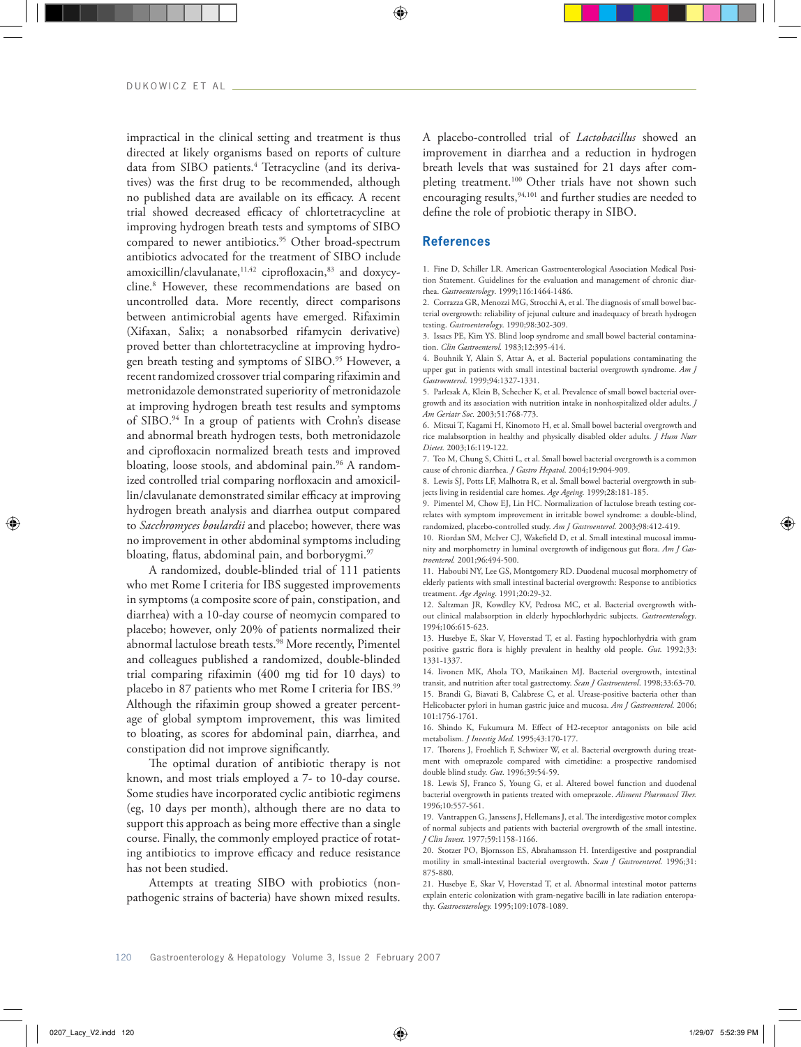impractical in the clinical setting and treatment is thus directed at likely organisms based on reports of culture data from SIBO patients.[4] Tetracycline (and its derivatives) was the first drug to be recommended, although no published data are available on its efficacy. A recent trial showed decreased efficacy of chlortetracycline at improving hydrogen breath tests and symptoms of SIBO compared to newer antibiotics.[95] Other broad-spectrum antibiotics advocated for the treatment of SIBO include amoxicillin/clavulanate,[11,42] ciprofloxacin,[83] and doxycycline.[8] However, these recommendations are based on uncontrolled data. More recently, direct comparisons between antimicrobial agents have emerged. Rifaximin (Xifaxan, Salix; a nonabsorbed rifamycin derivative) proved better than chlortetracycline at improving hydrogen breath testing and symptoms of SIBO.[95] However, a recent randomized crossover trial comparing rifaximin and metronidazole demonstrated superiority of metronidazole at improving hydrogen breath test results and symptoms of SIBO.[94] In a group of patients with Crohn's disease and abnormal breath hydrogen tests, both metronidazole and ciprofloxacin normalized breath tests and improved bloating, loose stools, and abdominal pain.[96] A randomized controlled trial comparing norfloxacin and amoxicillin/clavulanate demonstrated similar efficacy at improving hydrogen breath analysis and diarrhea output compared to *Sacchromyces boulardii* and placebo; however, there was no improvement in other abdominal symptoms including bloating, flatus, abdominal pain, and borborygmi.[97]

A randomized, double-blinded trial of 111 patients who met Rome I criteria for IBS suggested improvements in symptoms (a composite score of pain, constipation, and diarrhea) with a 10-day course of neomycin compared to placebo; however, only 20% of patients normalized their abnormal lactulose breath tests.[98] More recently, Pimentel and colleagues published a randomized, double-blinded trial comparing rifaximin (400 mg tid for 10 days) to placebo in 87 patients who met Rome I criteria for IBS.[99] Although the rifaximin group showed a greater percentage of global symptom improvement, this was limited to bloating, as scores for abdominal pain, diarrhea, and constipation did not improve significantly.

The optimal duration of antibiotic therapy is not known, and most trials employed a 7- to 10-day course. Some studies have incorporated cyclic antibiotic regimens (eg, 10 days per month), although there are no data to support this approach as being more effective than a single course. Finally, the commonly employed practice of rotating antibiotics to improve efficacy and reduce resistance has not been studied.

Attempts at treating SIBO with probiotics (nonpathogenic strains of bacteria) have shown mixed results. A placebo-controlled trial of *Lactobacillus* showed an improvement in diarrhea and a reduction in hydrogen breath levels that was sustained for 21 days after completing treatment.[100] Other trials have not shown such encouraging results,[94,101] and further studies are needed to define the role of probiotic therapy in SIBO.

## References

1. Fine D, Schiller LR. American Gastroenterological Association Medical Position Statement. Guidelines for the evaluation and management of chronic diarrhea. *Gastroenterology*. 1999;116:1464-1486.
2. Corrazza GR, Menozzi MG, Strocchi A, et al. The diagnosis of small bowel bacterial overgrowth: reliability of jejunal culture and inadequacy of breath hydrogen testing. *Gastroenterology*. 1990;98:302-309.
3. Issacs PE, Kim YS. Blind loop syndrome and small bowel bacterial contamination. *Clin Gastroenterol.* 1983;12:395-414.
4. Bouhnik Y, Alain S, Attar A, et al. Bacterial populations contaminating the upper gut in patients with small intestinal bacterial overgrowth syndrome. *Am J Gastroenterol.* 1999;94:1327-1331.
5. Parlesak A, Klein B, Schecher K, et al. Prevalence of small bowel bacterial overgrowth and its association with nutrition intake in nonhospitalized older adults. *J Am Geriatr Soc.* 2003;51:768-773.
6. Mitsui T, Kagami H, Kinomoto H, et al. Small bowel bacterial overgrowth and rice malabsorption in healthy and physically disabled older adults. *J Hum Nutr Diet.* 2003;16:119-122.
7. Teo M, Chung S, Chitti L, et al. Small bowel bacterial overgrowth is a common cause of chronic diarrhea. *J Gastro Hepatol.* 2004;19:904-909.
8. Lewis SJ, Potts LF, Malhotra R, et al. Small bowel bacterial overgrowth in subjects living in residential care homes. *Age Ageing.* 1999;28:181-185.
9. Pimentel M, Chow EJ, Lin HC. Normalization of lactulose breath testing correlates with symptom improvement in irritable bowel syndrome: a double-blind, randomized, placebo-controlled study. *Am J Gastroenterol.* 2003;98:412-419.
10. Riordan SM, McIver CJ, Wakefield D, et al. Small intestinal mucosal immunity and morphometry in luminal overgrowth of indigenous gut flora. *Am J Gastroenterol.* 2001;96:494-500.
11. Haboubi NY, Lee GS, Montgomery RD. Duodenal mucosal morphometry of elderly patients with small intestinal bacterial overgrowth: Response to antibiotics treatment. *Age Ageing.* 1991;20:29-32.
12. Saltzman JR, Kowdley KV, Pedrosa MC, et al. Bacterial overgrowth without clinical malabsorption in elderly hypochlorhydric subjects. *Gastroenterology*. 1994;106:615-623.
13. Husebye E, Skar V, Hoverstad T, et al. Fasting hypochlorhydria with gram positive gastric flora is highly prevalent in healthy old people. *Gut.* 1992;33:1331-1337.
14. Iivonen MK, Ahola TO, Matikainen MJ. Bacterial overgrowth, intestinal transit, and nutrition after total gastrectomy. *Scan J Gastroenterol*. 1998;33:63-70.
15. Brandi G, Biavati B, Calabrese C, et al. Urease-positive bacteria other than Helicobacter pylori in human gastric juice and mucosa. *Am J Gastroenterol.* 2006;101:1756-1761.
16. Shindo K, Fukumura M. Effect of H2-receptor antagonists on bile acid metabolism. *J Investig Med.* 1995;43:170-177.
17. Thorens J, Froehlich F, Schwizer W, et al. Bacterial overgrowth during treatment with omeprazole compared with cimetidine: a prospective randomised double blind study. *Gut*. 1996;39:54-59.
18. Lewis SJ, Franco S, Young G, et al. Altered bowel function and duodenal bacterial overgrowth in patients treated with omeprazole. *Aliment Pharmacol Ther.* 1996;10:557-561.
19. Vantrappen G, Janssens J, Hellemans J, et al. The interdigestive motor complex of normal subjects and patients with bacterial overgrowth of the small intestine. *J Clin Invest.* 1977;59:1158-1166.
20. Stotzer PO, Bjornsson ES, Abrahamsson H. Interdigestive and postprandial motility in small-intestinal bacterial overgrowth. *Scan J Gastroenterol.* 1996;31:875-880.
21. Husebye E, Skar V, Hoverstad T, et al. Abnormal intestinal motor patterns explain enteric colonization with gram-negative bacilli in late radiation enteropathy. *Gastroenterology.* 1995;109:1078-1089.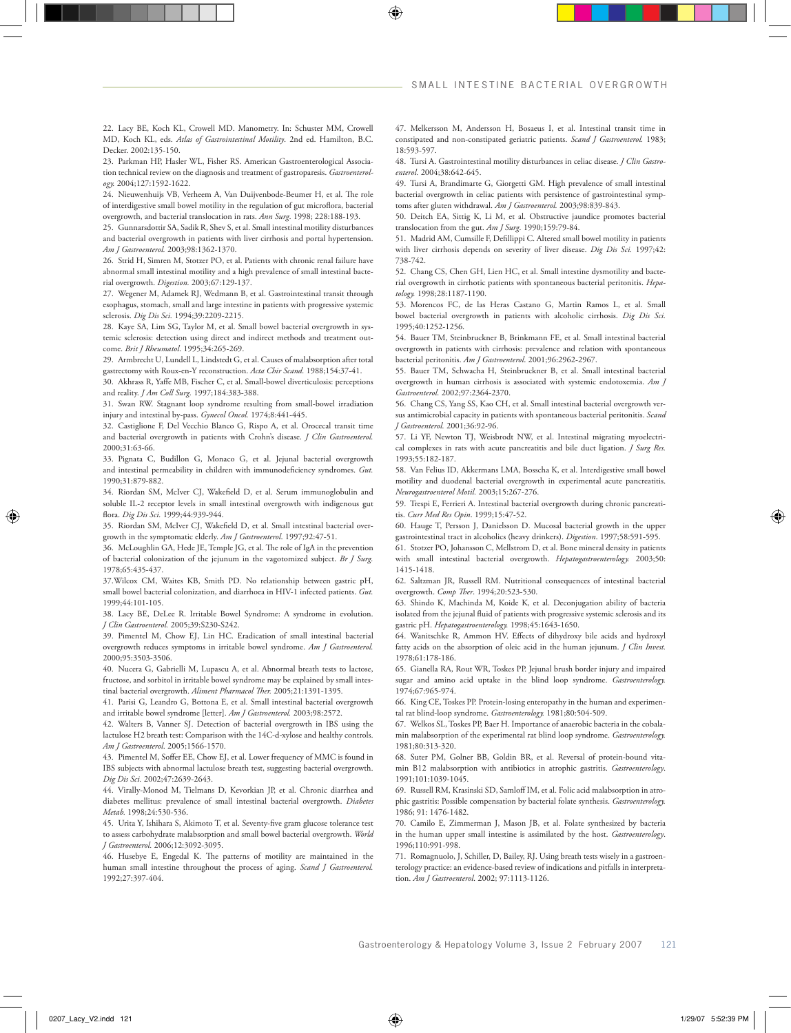22. Lacy BE, Koch KL, Crowell MD. Manometry. In: Schuster MM, Crowell MD, Koch KL, eds. *Atlas of Gastrointestinal Motility*. 2nd ed. Hamilton, B.C. Decker. 2002:135-150.

23. Parkman HP, Hasler WL, Fisher RS. American Gastroenterological Association technical review on the diagnosis and treatment of gastroparesis. *Gastroenterology.* 2004;127:1592-1622.

24. Nieuwenhuijs VB, Verheem A, Van Duijvenbode-Beumer H, et al. The role of interdigestive small bowel motility in the regulation of gut microflora, bacterial overgrowth, and bacterial translocation in rats. *Ann Surg.* 1998; 228:188-193.

25. Gunnarsdottir SA, Sadik R, Shev S, et al. Small intestinal motility disturbances and bacterial overgrowth in patients with liver cirrhosis and portal hypertension. *Am J Gastroenterol.* 2003;98:1362-1370.

26. Strid H, Simren M, Stotzer PO, et al. Patients with chronic renal failure have abnormal small intestinal motility and a high prevalence of small intestinal bacterial overgrowth. *Digestion.* 2003;67:129-137.

27. Wegener M, Adamek RJ, Wedmann B, et al. Gastrointestinal transit through esophagus, stomach, small and large intestine in patients with progressive systemic sclerosis. *Dig Dis Sci.* 1994;39:2209-2215.

28. Kaye SA, Lim SG, Taylor M, et al. Small bowel bacterial overgrowth in systemic sclerosis: detection using direct and indirect methods and treatment outcome. *Brit J Rheumatol.* 1995;34:265-269.

29. Armbrecht U, Lundell L, Lindstedt G, et al. Causes of malabsorption after total gastrectomy with Roux-en-Y reconstruction. *Acta Chir Scand.* 1988;154:37-41.

30. Akhrass R, Yaffe MB, Fischer C, et al. Small-bowel diverticulosis: perceptions and reality. *J Am Coll Surg.* 1997;184:383-388.

31. Swan RW. Stagnant loop syndrome resulting from small-bowel irradiation injury and intestinal by-pass. *Gynecol Oncol.* 1974;8:441-445.

32. Castiglione F, Del Vecchio Blanco G, Rispo A, et al. Orocecal transit time and bacterial overgrowth in patients with Crohn's disease. *J Clin Gastroenterol.* 2000;31:63-66.

33. Pignata C, Budillon G, Monaco G, et al. Jejunal bacterial overgrowth and intestinal permeability in children with immunodeficiency syndromes. *Gut.* 1990;31:879-882.

34. Riordan SM, McIver CJ, Wakefield D, et al. Serum immunoglobulin and soluble IL-2 receptor levels in small intestinal overgrowth with indigenous gut flora. *Dig Dis Sci.* 1999;44:939-944.

35. Riordan SM, McIver CJ, Wakefield D, et al. Small intestinal bacterial overgrowth in the symptomatic elderly. *Am J Gastroenterol.* 1997;92:47-51.

36. McLoughlin GA, Hede JE, Temple JG, et al. The role of IgA in the prevention of bacterial colonization of the jejunum in the vagotomized subject. *Br J Surg.* 1978;65:435-437.

37.Wilcox CM, Waites KB, Smith PD. No relationship between gastric pH, small bowel bacterial colonization, and diarrhoea in HIV-1 infected patients. *Gut.* 1999;44:101-105.

38. Lacy BE, DeLee R. Irritable Bowel Syndrome: A syndrome in evolution. *J Clin Gastroenterol.* 2005;39:S230-S242.

39. Pimentel M, Chow EJ, Lin HC. Eradication of small intestinal bacterial overgrowth reduces symptoms in irritable bowel syndrome. *Am J Gastroenterol.* 2000;95:3503-3506.

40. Nucera G, Gabrielli M, Lupascu A, et al. Abnormal breath tests to lactose, fructose, and sorbitol in irritable bowel syndrome may be explained by small intestinal bacterial overgrowth. *Aliment Pharmacol Ther.* 2005;21:1391-1395.

41. Parisi G, Leandro G, Bottona E, et al. Small intestinal bacterial overgrowth and irritable bowel syndrome [letter]. *Am J Gastroenterol.* 2003;98:2572.

42. Walters B, Vanner SJ. Detection of bacterial overgrowth in IBS using the lactulose H2 breath test: Comparison with the 14C-d-xylose and healthy controls. *Am J Gastroenterol.* 2005;1566-1570.

43. Pimentel M, Soffer EE, Chow EJ, et al. Lower frequency of MMC is found in IBS subjects with abnormal lactulose breath test, suggesting bacterial overgrowth. *Dig Dis Sci.* 2002;47:2639-2643.

44. Virally-Monod M, Tielmans D, Kevorkian JP, et al. Chronic diarrhea and diabetes mellitus: prevalence of small intestinal bacterial overgrowth. *Diabetes Metab.* 1998;24:530-536.

45. Urita Y, Ishihara S, Akimoto T, et al. Seventy-five gram glucose tolerance test to assess carbohydrate malabsorption and small bowel bacterial overgrowth. *World J Gastroenterol.* 2006;12:3092-3095.

46. Husebye E, Engedal K. The patterns of motility are maintained in the human small intestine throughout the process of aging. *Scand J Gastroenterol.* 1992;27:397-404.

47. Melkersson M, Andersson H, Bosaeus I, et al. Intestinal transit time in constipated and non-constipated geriatric patients. *Scand J Gastroenterol.* 1983; 18:593-597.

48. Tursi A. Gastrointestinal motility disturbances in celiac disease. *J Clin Gastroenterol.* 2004;38:642-645.

49. Tursi A, Brandimarte G, Giorgetti GM. High prevalence of small intestinal bacterial overgrowth in celiac patients with persistence of gastrointestinal symptoms after gluten withdrawal. *Am J Gastroenterol.* 2003;98:839-843.

50. Deitch EA, Sittig K, Li M, et al. Obstructive jaundice promotes bacterial translocation from the gut. *Am J Surg.* 1990;159:79-84.

51. Madrid AM, Cumsille F, Defillippi C. Altered small bowel motility in patients with liver cirrhosis depends on severity of liver disease. *Dig Dis Sci.* 1997;42: 738-742.

52. Chang CS, Chen GH, Lien HC, et al. Small intestine dysmotility and bacterial overgrowth in cirrhotic patients with spontaneous bacterial peritonitis. *Hepatology.* 1998;28:1187-1190.

53. Morencos FC, de las Heras Castano G, Martin Ramos L, et al. Small bowel bacterial overgrowth in patients with alcoholic cirrhosis. *Dig Dis Sci.* 1995;40:1252-1256.

54. Bauer TM, Steinbruckner B, Brinkmann FE, et al. Small intestinal bacterial overgrowth in patients with cirrhosis: prevalence and relation with spontaneous bacterial peritonitis. *Am J Gastroenterol.* 2001;96:2962-2967.

55. Bauer TM, Schwacha H, Steinbruckner B. Small intestinal bacterial overgrowth in human cirrhosis is associated with systemic endotoxemia. *Am J Gastroenterol.* 2002;97:2364-2370.

56. Chang CS, Yang SS, Kao CH, et al. Small intestinal bacterial overgrowth versus antimicrobial capacity in patients with spontaneous bacterial peritonitis. *Scand J Gastroenterol.* 2001;36:92-96.

57. Li YF, Newton TJ, Weisbrodt NW, et al. Intestinal migrating myoelectrical complexes in rats with acute pancreatitis and bile duct ligation. *J Surg Res.* 1993;55:182-187.

58. Van Felius ID, Akkermans LMA, Bosscha K, et al. Interdigestive small bowel motility and duodenal bacterial overgrowth in experimental acute pancreatitis. *Neurogastroenterol Motil.* 2003;15:267-276.

59. Trespi E, Ferrieri A. Intestinal bacterial overgrowth during chronic pancreatitis. *Curr Med Res Opin.* 1999;15:47-52.

60. Hauge T, Persson J, Danielsson D. Mucosal bacterial growth in the upper gastrointestinal tract in alcoholics (heavy drinkers). *Digestion.* 1997;58:591-595.

61. Stotzer PO, Johansson C, Mellstrom D, et al. Bone mineral density in patients with small intestinal bacterial overgrowth. *Hepatogastroenterology.* 2003;50: 1415-1418.

62. Saltzman JR, Russell RM. Nutritional consequences of intestinal bacterial overgrowth. *Comp Ther.* 1994;20:523-530.

63. Shindo K, Machinda M, Koide K, et al. Deconjugation ability of bacteria isolated from the jejunal fluid of patients with progressive systemic sclerosis and its gastric pH. *Hepatogastroenterology.* 1998;45:1643-1650.

64. Wanitschke R, Ammon HV. Effects of dihydroxy bile acids and hydroxyl fatty acids on the absorption of oleic acid in the human jejunum. *J Clin Invest.* 1978;61:178-186.

65. Gianella RA, Rout WR, Toskes PP. Jejunal brush border injury and impaired sugar and amino acid uptake in the blind loop syndrome. *Gastroenterology.* 1974;67:965-974.

66. King CE, Toskes PP. Protein-losing enteropathy in the human and experimental rat blind-loop syndrome. *Gastroenterology.* 1981;80:504-509.

67. Welkos SL, Toskes PP, Baer H. Importance of anaerobic bacteria in the cobalamin malabsorption of the experimental rat blind loop syndrome. *Gastroenterology.* 1981;80:313-320.

68. Suter PM, Golner BB, Goldin BR, et al. Reversal of protein-bound vitamin B12 malabsorption with antibiotics in atrophic gastritis. *Gastroenterology.* 1991;101:1039-1045.

69. Russell RM, Krasinski SD, Samloff IM, et al. Folic acid malabsorption in atrophic gastritis: Possible compensation by bacterial folate synthesis. *Gastroenterology.* 1986; 91: 1476-1482.

70. Camilo E, Zimmerman J, Mason JB, et al. Folate synthesized by bacteria in the human upper small intestine is assimilated by the host. *Gastroenterology.* 1996;110:991-998.

71. Romagnuolo, J, Schiller, D, Bailey, RJ. Using breath tests wisely in a gastroenterology practice: an evidence-based review of indications and pitfalls in interpretation. *Am J Gastroenterol.* 2002; 97:1113-1126.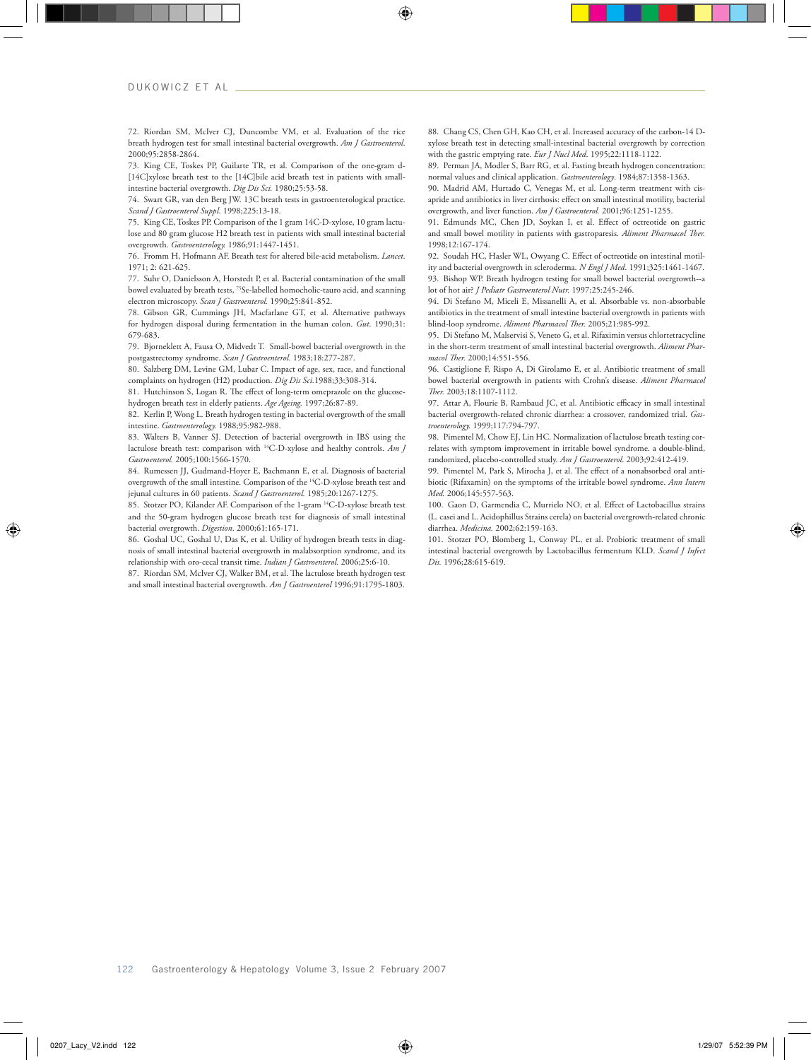72. Riordan SM, McIver CJ, Duncombe VM, et al. Evaluation of the rice breath hydrogen test for small intestinal bacterial overgrowth. *Am J Gastroenterol*. 2000;95:2858-2864.

73. King CE, Toskes PP, Guilarte TR, et al. Comparison of the one-gram d-[14C]xylose breath test to the [14C]bile acid breath test in patients with small-intestine bacterial overgrowth. *Dig Dis Sci.* 1980;25:53-58.

74. Swart GR, van den Berg JW. 13C breath tests in gastroenterological practice. *Scand J Gastroenterol Suppl.* 1998;225:13-18.

75. King CE, Toskes PP. Comparison of the 1 gram 14C-D-xylose, 10 gram lactulose and 80 gram glucose H2 breath test in patients with small intestinal bacterial overgrowth. *Gastroenterology.* 1986;91:1447-1451.

76. Fromm H, Hofmann AF. Breath test for altered bile-acid metabolism. *Lancet*. 1971; 2: 621-625.

77. Suhr O, Danielsson A, Horstedt P, et al. Bacterial contamination of the small bowel evaluated by breath tests, $^{75}$Se-labelled homocholic-tauro acid, and scanning electron microscopy. *Scan J Gastroenterol.* 1990;25:841-852.

78. Gibson GR, Cummings JH, Macfarlane GT, et al. Alternative pathways for hydrogen disposal during fermentation in the human colon. *Gut*. 1990;31: 679-683.

79. Bjorneklett A, Fausa O, Midvedt T. Small-bowel bacterial overgrowth in the postgastrectomy syndrome. *Scan J Gastroenterol.* 1983;18:277-287.

80. Salzberg DM, Levine GM, Lubar C. Impact of age, sex, race, and functional complaints on hydrogen (H2) production. *Dig Dis Sci.*1988;33:308-314.

81. Hutchinson S, Logan R. The effect of long-term omeprazole on the glucose-hydrogen breath test in elderly patients. *Age Ageing.* 1997;26:87-89.

82. Kerlin P, Wong L. Breath hydrogen testing in bacterial overgrowth of the small intestine. *Gastroenterology.* 1988;95:982-988.

83. Walters B, Vanner SJ. Detection of bacterial overgrowth in IBS using the lactulose breath test: comparison with $^{14}$C-D-xylose and healthy controls. *Am J Gastroenterol.* 2005;100:1566-1570.

84. Rumessen JJ, Gudmand-Hoyer E, Bachmann E, et al. Diagnosis of bacterial overgrowth of the small intestine. Comparison of the $^{14}$C-D-xylose breath test and jejunal cultures in 60 patients. *Scand J Gastroenterol.* 1985;20:1267-1275.

85. Stotzer PO, Kilander AF. Comparison of the 1-gram $^{14}$C-D-xylose breath test and the 50-gram hydrogen glucose breath test for diagnosis of small intestinal bacterial overgrowth. *Digestion*. 2000;61:165-171.

86. Goshal UC, Goshal U, Das K, et al. Utility of hydrogen breath tests in diagnosis of small intestinal bacterial overgrowth in malabsorption syndrome, and its relationship with oro-cecal transit time. *Indian J Gastroenterol.* 2006;25:6-10.

87. Riordan SM, McIver CJ, Walker BM, et al. The lactulose breath hydrogen test and small intestinal bacterial overgrowth. *Am J Gastroenterol* 1996;91:1795-1803.

88. Chang CS, Chen GH, Kao CH, et al. Increased accuracy of the carbon-14 D-xylose breath test in detecting small-intestinal bacterial overgrowth by correction with the gastric emptying rate. *Eur J Nucl Med*. 1995;22:1118-1122.

89. Perman JA, Modler S, Barr RG, et al. Fasting breath hydrogen concentration: normal values and clinical application. *Gastroenterology*. 1984;87:1358-1363.

90. Madrid AM, Hurtado C, Venegas M, et al. Long-term treatment with cisapride and antibiotics in liver cirrhosis: effect on small intestinal motility, bacterial overgrowth, and liver function. *Am J Gastroenterol.* 2001;96:1251-1255.

91. Edmunds MC, Chen JD, Soykan I, et al. Effect of octreotide on gastric and small bowel motility in patients with gastroparesis. *Aliment Pharmacol Ther.* 1998;12:167-174.

92. Soudah HC, Hasler WL, Owyang C. Effect of octreotide on intestinal motility and bacterial overgrowth in scleroderma. *N Engl J Med*. 1991;325:1461-1467.

93. Bishop WP. Breath hydrogen testing for small bowel bacterial overgrowth--a lot of hot air? *J Pediatr Gastroenterol Nutr.* 1997;25:245-246.

94. Di Stefano M, Miceli E, Missanelli A, et al. Absorbable vs. non-absorbable antibiotics in the treatment of small intestine bacterial overgrowth in patients with blind-loop syndrome. *Aliment Pharmacol Ther.* 2005;21:985-992.

95. Di Stefano M, Malservisi S, Veneto G, et al. Rifaximin versus chlortetracycline in the short-term treatment of small intestinal bacterial overgrowth. *Aliment Pharmacol Ther.* 2000;14:551-556.

96. Castiglione F, Rispo A, Di Girolamo E, et al. Antibiotic treatment of small bowel bacterial overgrowth in patients with Crohn's disease. *Aliment Pharmacol Ther.* 2003;18:1107-1112.

97. Attar A, Flourie B, Rambaud JC, et al. Antibiotic efficacy in small intestinal bacterial overgrowth-related chronic diarrhea: a crossover, randomized trial. *Gastroenterology.* 1999;117:794-797.

98. Pimentel M, Chow EJ, Lin HC. Normalization of lactulose breath testing correlates with symptom improvement in irritable bowel syndrome. a double-blind, randomized, placebo-controlled study. *Am J Gastroenterol*. 2003;92:412-419.

99. Pimentel M, Park S, Mirocha J, et al. The effect of a nonabsorbed oral antibiotic (Rifaxamin) on the symptoms of the irritable bowel syndrome. *Ann Intern Med.* 2006;145:557-563.

100. Gaon D, Garmendia C, Murrielo NO, et al. Effect of Lactobacillus strains (L. casei and L. Acidophillus Strains cerela) on bacterial overgrowth-related chronic diarrhea. *Medicina.* 2002;62:159-163.

101. Stotzer PO, Blomberg L, Conway PL, et al. Probiotic treatment of small intestinal bacterial overgrowth by Lactobacillus fermentum KLD. *Scand J Infect Dis.* 1996;28:615-619.